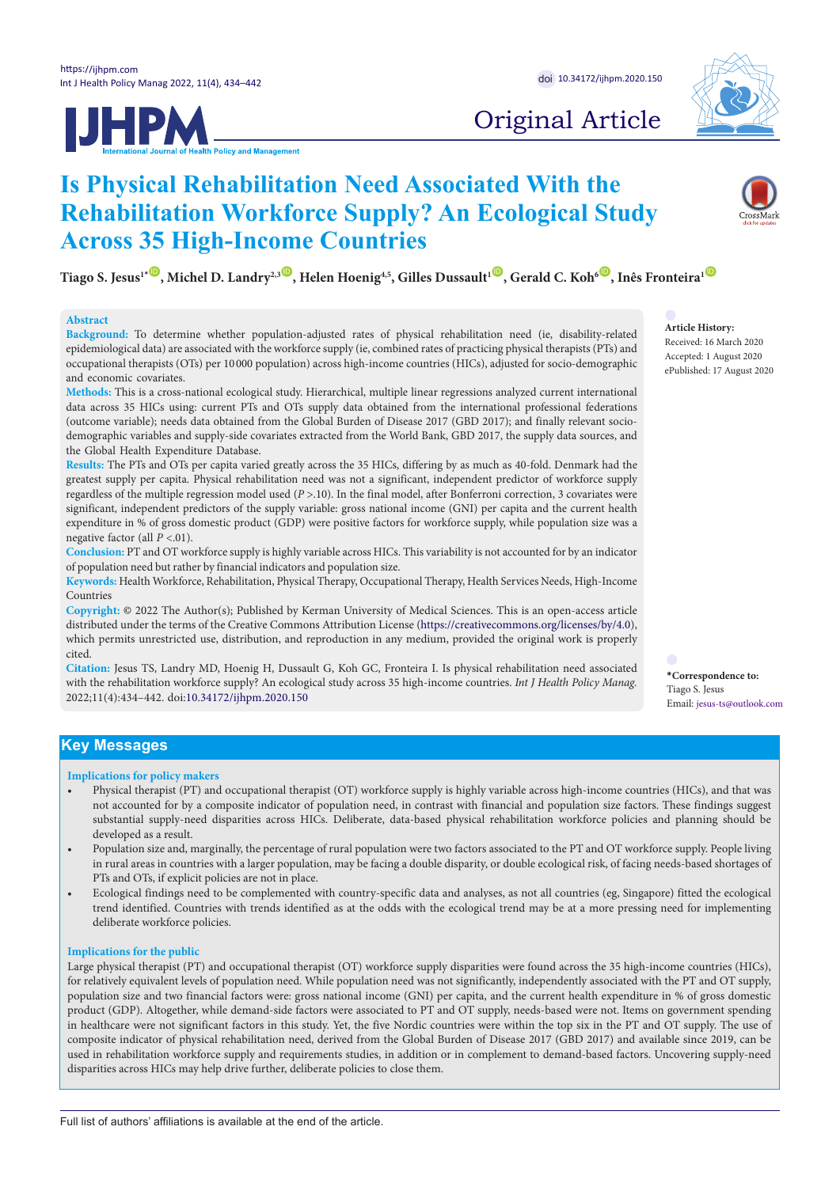Original Article

# Is Physical Rehabilitation Need Associated With the Rehabilitation Workforce Supply? An Ecological Study Across 35 High-Income Countries

**Tiago S. Jesus[1*], Michel D. Landry[2,3], Helen Hoenig[4,5], Gilles Dussault[1], Gerald C. Koh[6], Inês Fronteira[1]**

## Abstract

**Background:** To determine whether population-adjusted rates of physical rehabilitation need (ie, disability-related epidemiological data) are associated with the workforce supply (ie, combined rates of practicing physical therapists (PTs) and occupational therapists (OTs) per 10 000 population) across high-income countries (HICs), adjusted for socio-demographic and economic covariates.

**Methods:** This is a cross-national ecological study. Hierarchical, multiple linear regressions analyzed current international data across 35 HICs using: current PTs and OTs supply data obtained from the international professional federations (outcome variable); needs data obtained from the Global Burden of Disease 2017 (GBD 2017); and finally relevant socio-demographic variables and supply-side covariates extracted from the World Bank, GBD 2017, the supply data sources, and the Global Health Expenditure Database.

**Results:** The PTs and OTs per capita varied greatly across the 35 HICs, differing by as much as 40-fold. Denmark had the greatest supply per capita. Physical rehabilitation need was not a significant, independent predictor of workforce supply regardless of the multiple regression model used ($P > .10$). In the final model, after Bonferroni correction, 3 covariates were significant, independent predictors of the supply variable: gross national income (GNI) per capita and the current health expenditure in % of gross domestic product (GDP) were positive factors for workforce supply, while population size was a negative factor (all $P < .01$).

**Conclusion:** PT and OT workforce supply is highly variable across HICs. This variability is not accounted for by an indicator of population need but rather by financial indicators and population size.

**Keywords:** Health Workforce, Rehabilitation, Physical Therapy, Occupational Therapy, Health Services Needs, High-Income Countries

**Copyright:** © 2022 The Author(s); Published by Kerman University of Medical Sciences. This is an open-access article distributed under the terms of the Creative Commons Attribution License (https://creativecommons.org/licenses/by/4.0), which permits unrestricted use, distribution, and reproduction in any medium, provided the original work is properly cited.

**Citation:** Jesus TS, Landry MD, Hoenig H, Dussault G, Koh GC, Fronteira I. Is physical rehabilitation need associated with the rehabilitation workforce supply? An ecological study across 35 high-income countries. *Int J Health Policy Manag.* 2022;11(4):434–442. doi:10.34172/ijhpm.2020.150

**Article History:**
Received: 16 March 2020
Accepted: 1 August 2020
ePublished: 17 August 2020

**\*Correspondence to:**
Tiago S. Jesus
Email: jesus-ts@outlook.com

## Key Messages

### Implications for policy makers

- Physical therapist (PT) and occupational therapist (OT) workforce supply is highly variable across high-income countries (HICs), and that was not accounted for by a composite indicator of population need, in contrast with financial and population size factors. These findings suggest substantial supply-need disparities across HICs. Deliberate, data-based physical rehabilitation workforce policies and planning should be developed as a result.
- Population size and, marginally, the percentage of rural population were two factors associated to the PT and OT workforce supply. People living in rural areas in countries with a larger population, may be facing a double disparity, or double ecological risk, of facing needs-based shortages of PTs and OTs, if explicit policies are not in place.
- Ecological findings need to be complemented with country-specific data and analyses, as not all countries (eg, Singapore) fitted the ecological trend identified. Countries with trends identified as at the odds with the ecological trend may be at a more pressing need for implementing deliberate workforce policies.

### Implications for the public

Large physical therapist (PT) and occupational therapist (OT) workforce supply disparities were found across the 35 high-income countries (HICs), for relatively equivalent levels of population need. While population need was not significantly, independently associated with the PT and OT supply, population size and two financial factors were: gross national income (GNI) per capita, and the current health expenditure in % of gross domestic product (GDP). Altogether, while demand-side factors were associated to PT and OT supply, needs-based were not. Items on government spending in healthcare were not significant factors in this study. Yet, the five Nordic countries were within the top six in the PT and OT supply. The use of composite indicator of physical rehabilitation need, derived from the Global Burden of Disease 2017 (GBD 2017) and available since 2019, can be used in rehabilitation workforce supply and requirements studies, in addition or in complement to demand-based factors. Uncovering supply-need disparities across HICs may help drive further, deliberate policies to close them.

Full list of authors' affiliations is available at the end of the article.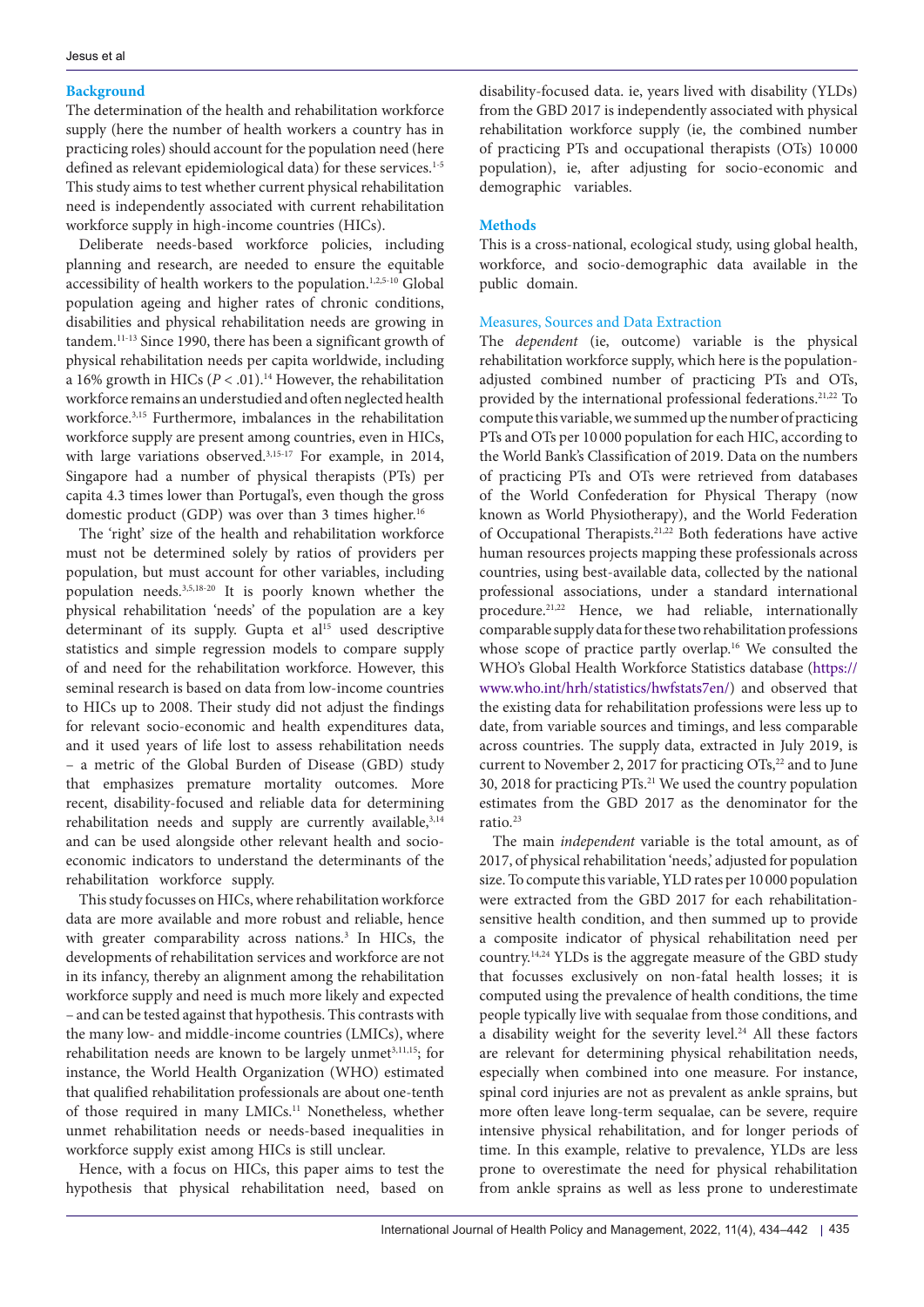## Background

The determination of the health and rehabilitation workforce supply (here the number of health workers a country has in practicing roles) should account for the population need (here defined as relevant epidemiological data) for these services.[1-5] This study aims to test whether current physical rehabilitation need is independently associated with current rehabilitation workforce supply in high-income countries (HICs).

Deliberate needs-based workforce policies, including planning and research, are needed to ensure the equitable accessibility of health workers to the population.[1,2,5-10] Global population ageing and higher rates of chronic conditions, disabilities and physical rehabilitation needs are growing in tandem.[11-13] Since 1990, there has been a significant growth of physical rehabilitation needs per capita worldwide, including a 16% growth in HICs ($P < .01$).[14] However, the rehabilitation workforce remains an understudied and often neglected health workforce.[3,15] Furthermore, imbalances in the rehabilitation workforce supply are present among countries, even in HICs, with large variations observed.[3,15-17] For example, in 2014, Singapore had a number of physical therapists (PTs) per capita 4.3 times lower than Portugal's, even though the gross domestic product (GDP) was over than 3 times higher.[16]

The 'right' size of the health and rehabilitation workforce must not be determined solely by ratios of providers per population, but must account for other variables, including population needs.[3,5,18-20] It is poorly known whether the physical rehabilitation 'needs' of the population are a key determinant of its supply. Gupta et al[15] used descriptive statistics and simple regression models to compare supply of and need for the rehabilitation workforce. However, this seminal research is based on data from low-income countries to HICs up to 2008. Their study did not adjust the findings for relevant socio-economic and health expenditures data, and it used years of life lost to assess rehabilitation needs – a metric of the Global Burden of Disease (GBD) study that emphasizes premature mortality outcomes. More recent, disability-focused and reliable data for determining rehabilitation needs and supply are currently available,[3,14] and can be used alongside other relevant health and socio-economic indicators to understand the determinants of the rehabilitation workforce supply.

This study focusses on HICs, where rehabilitation workforce data are more available and more robust and reliable, hence with greater comparability across nations.[3] In HICs, the developments of rehabilitation services and workforce are not in its infancy, thereby an alignment among the rehabilitation workforce supply and need is much more likely and expected – and can be tested against that hypothesis. This contrasts with the many low- and middle-income countries (LMICs), where rehabilitation needs are known to be largely unmet[3,11,15]; for instance, the World Health Organization (WHO) estimated that qualified rehabilitation professionals are about one-tenth of those required in many LMICs.[11] Nonetheless, whether unmet rehabilitation needs or needs-based inequalities in workforce supply exist among HICs is still unclear.

Hence, with a focus on HICs, this paper aims to test the hypothesis that physical rehabilitation need, based on disability-focused data. ie, years lived with disability (YLDs) from the GBD 2017 is independently associated with physical rehabilitation workforce supply (ie, the combined number of practicing PTs and occupational therapists (OTs) 10 000 population), ie, after adjusting for socio-economic and demographic variables.

## Methods

This is a cross-national, ecological study, using global health, workforce, and socio-demographic data available in the public domain.

### Measures, Sources and Data Extraction

The *dependent* (ie, outcome) variable is the physical rehabilitation workforce supply, which here is the population-adjusted combined number of practicing PTs and OTs, provided by the international professional federations.[21,22] To compute this variable, we summed up the number of practicing PTs and OTs per 10 000 population for each HIC, according to the World Bank's Classification of 2019. Data on the numbers of practicing PTs and OTs were retrieved from databases of the World Confederation for Physical Therapy (now known as World Physiotherapy), and the World Federation of Occupational Therapists.[21,22] Both federations have active human resources projects mapping these professionals across countries, using best-available data, collected by the national professional associations, under a standard international procedure.[21,22] Hence, we had reliable, internationally comparable supply data for these two rehabilitation professions whose scope of practice partly overlap.[16] We consulted the WHO's Global Health Workforce Statistics database (https://www.who.int/hrh/statistics/hwfstats7en/) and observed that the existing data for rehabilitation professions were less up to date, from variable sources and timings, and less comparable across countries. The supply data, extracted in July 2019, is current to November 2, 2017 for practicing OTs,[22] and to June 30, 2018 for practicing PTs.[21] We used the country population estimates from the GBD 2017 as the denominator for the ratio.[23]

The main *independent* variable is the total amount, as of 2017, of physical rehabilitation 'needs,' adjusted for population size. To compute this variable, YLD rates per 10 000 population were extracted from the GBD 2017 for each rehabilitation-sensitive health condition, and then summed up to provide a composite indicator of physical rehabilitation need per country.[14,24] YLDs is the aggregate measure of the GBD study that focusses exclusively on non-fatal health losses; it is computed using the prevalence of health conditions, the time people typically live with sequalae from those conditions, and a disability weight for the severity level.[24] All these factors are relevant for determining physical rehabilitation needs, especially when combined into one measure. For instance, spinal cord injuries are not as prevalent as ankle sprains, but more often leave long-term sequalae, can be severe, require intensive physical rehabilitation, and for longer periods of time. In this example, relative to prevalence, YLDs are less prone to overestimate the need for physical rehabilitation from ankle sprains as well as less prone to underestimate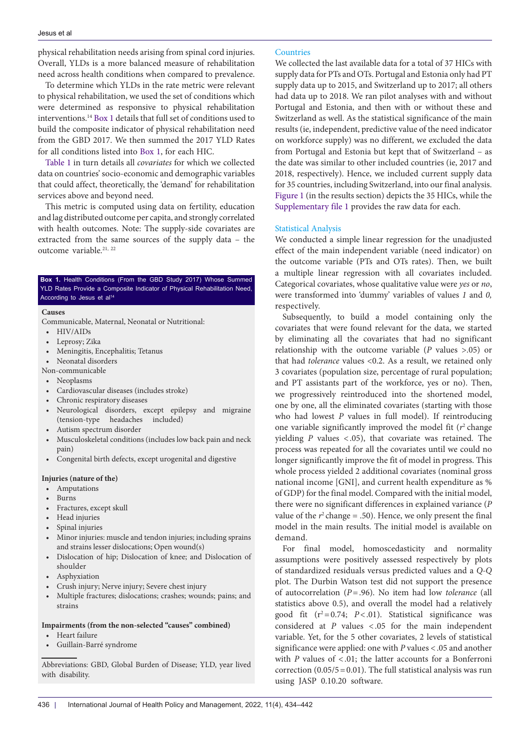physical rehabilitation needs arising from spinal cord injuries. Overall, YLDs is a more balanced measure of rehabilitation need across health conditions when compared to prevalence.

To determine which YLDs in the rate metric were relevant to physical rehabilitation, we used the set of conditions which were determined as responsive to physical rehabilitation interventions.[14] Box 1 details that full set of conditions used to build the composite indicator of physical rehabilitation need from the GBD 2017. We then summed the 2017 YLD Rates for all conditions listed into Box 1, for each HIC.

Table 1 in turn details all *covariates* for which we collected data on countries' socio-economic and demographic variables that could affect, theoretically, the 'demand' for rehabilitation services above and beyond need.

This metric is computed using data on fertility, education and lag distributed outcome per capita, and strongly correlated with health outcomes. Note: The supply-side covariates are extracted from the same sources of the supply data – the outcome variable.[21, 22]

**Box 1.** Health Conditions (From the GBD Study 2017) Whose Summed YLD Rates Provide a Composite Indicator of Physical Rehabilitation Need, According to Jesus et al[14]

**Causes**

Communicable, Maternal, Neonatal or Nutritional:

- HIV/AIDs
- Leprosy; Zika
- Meningitis, Encephalitis; Tetanus
- Neonatal disorders

Non-communicable

- Neoplasms
- Cardiovascular diseases (includes stroke)
- Chronic respiratory diseases
- Neurological disorders, except epilepsy and migraine (tension-type headaches included)
- Autism spectrum disorder
- Musculoskeletal conditions (includes low back pain and neck pain)
- Congenital birth defects, except urogenital and digestive

**Injuries (nature of the)**

- Amputations
- Burns
- Fractures, except skull
- Head injuries
- Spinal injuries
- Minor injuries: muscle and tendon injuries; including sprains and strains lesser dislocations; Open wound(s)
- Dislocation of hip; Dislocation of knee; and Dislocation of shoulder
- Asphyxiation
- Crush injury; Nerve injury; Severe chest injury
- Multiple fractures; dislocations; crashes; wounds; pains; and strains

**Impairments (from the non-selected "causes" combined)**

- Heart failure
- Guillain-Barré syndrome

Abbreviations: GBD, Global Burden of Disease; YLD, year lived with disability.

### Countries

We collected the last available data for a total of 37 HICs with supply data for PTs and OTs. Portugal and Estonia only had PT supply data up to 2015, and Switzerland up to 2017; all others had data up to 2018. We ran pilot analyses with and without Portugal and Estonia, and then with or without these and Switzerland as well. As the statistical significance of the main results (ie, independent, predictive value of the need indicator on workforce supply) was no different, we excluded the data from Portugal and Estonia but kept that of Switzerland – as the date was similar to other included countries (ie, 2017 and 2018, respectively). Hence, we included current supply data for 35 countries, including Switzerland, into our final analysis. Figure 1 (in the results section) depicts the 35 HICs, while the Supplementary file 1 provides the raw data for each.

### Statistical Analysis

We conducted a simple linear regression for the unadjusted effect of the main independent variable (need indicator) on the outcome variable (PTs and OTs rates). Then, we built a multiple linear regression with all covariates included. Categorical covariates, whose qualitative value were *yes* or *no*, were transformed into 'dummy' variables of values *1* and *0*, respectively.

Subsequently, to build a model containing only the covariates that were found relevant for the data, we started by eliminating all the covariates that had no significant relationship with the outcome variable ($P$ values >.05) or that had *tolerance* values <0.2. As a result, we retained only 3 covariates (population size, percentage of rural population; and PT assistants part of the workforce, yes or no). Then, we progressively reintroduced into the shortened model, one by one, all the eliminated covariates (starting with those who had lowest $P$ values in full model). If reintroducing one variable significantly improved the model fit ($r^2$ change yielding $P$ values <.05), that covariate was retained. The process was repeated for all the covariates until we could no longer significantly improve the fit of model in progress. This whole process yielded 2 additional covariates (nominal gross national income [GNI], and current health expenditure as % of GDP) for the final model. Compared with the initial model, there were no significant differences in explained variance ($P$ value of the $r^2$ change = .50). Hence, we only present the final model in the main results. The initial model is available on demand.

For final model, homoscedasticity and normality assumptions were positively assessed respectively by plots of standardized residuals versus predicted values and a *Q-Q* plot. The Durbin Watson test did not support the presence of autocorrelation ($P$ = .96). No item had low *tolerance* (all statistics above 0.5), and overall the model had a relatively good fit ($r^2$ = 0.74; $P$ < .01). Statistical significance was considered at $P$ values <.05 for the main independent variable. Yet, for the 5 other covariates, 2 levels of statistical significance were applied: one with $P$ values <.05 and another with $P$ values of <.01; the latter accounts for a Bonferroni correction (0.05/5 = 0.01). The full statistical analysis was run using JASP 0.10.20 software.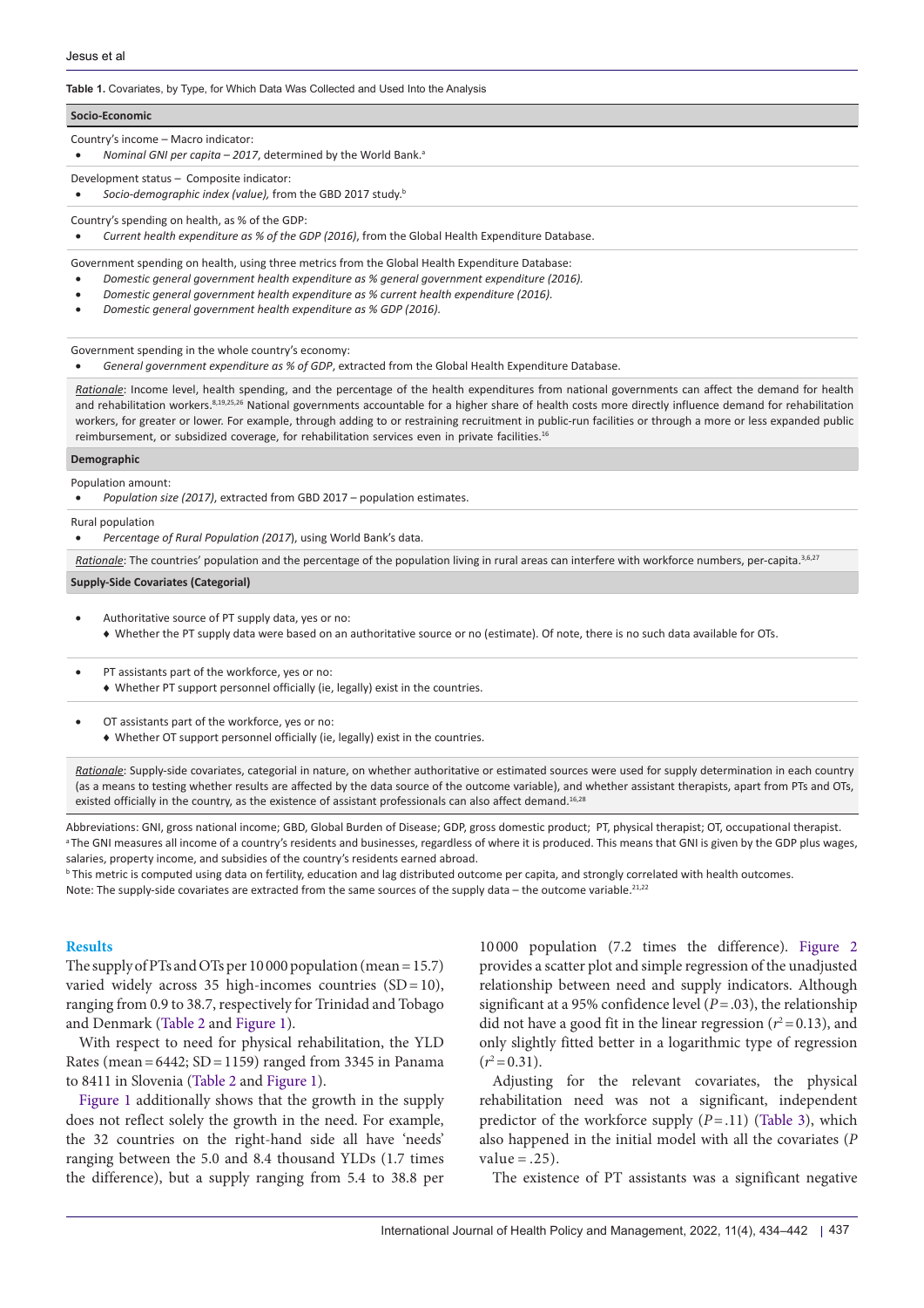**Table 1.** Covariates, by Type, for Which Data Was Collected and Used Into the Analysis

| Socio-Economic |
|---|
| Country's income – Macro indicator:<br>• *Nominal GNI per capita – 2017*, determined by the World Bank.[a] |
| Development status – Composite indicator:<br>• *Socio-demographic index (value),* from the GBD 2017 study.[b] |
| Country's spending on health, as % of the GDP:<br>• *Current health expenditure as % of the GDP (2016)*, from the Global Health Expenditure Database. |
| Government spending on health, using three metrics from the Global Health Expenditure Database:<br>• *Domestic general government health expenditure as % general government expenditure (2016).*<br>• *Domestic general government health expenditure as % current health expenditure (2016).*<br>• *Domestic general government health expenditure as % GDP (2016).* |
| Government spending in the whole country's economy:<br>• *General government expenditure as % of GDP*, extracted from the Global Health Expenditure Database. |
| *Rationale*: Income level, health spending, and the percentage of the health expenditures from national governments can affect the demand for health and rehabilitation workers.[8,19,25,26] National governments accountable for a higher share of health costs more directly influence demand for rehabilitation workers, for greater or lower. For example, through adding to or restraining recruitment in public-run facilities or through a more or less expanded public reimbursement, or subsidized coverage, for rehabilitation services even in private facilities.[16] |
| **Demographic** |
| Population amount:<br>• *Population size (2017)*, extracted from GBD 2017 – population estimates. |
| Rural population<br>• *Percentage of Rural Population (2017)*, using World Bank's data. |
| *Rationale*: The countries' population and the percentage of the population living in rural areas can interfere with workforce numbers, per-capita.[3,6,27] |
| **Supply-Side Covariates (Categorial)** |
| • Authoritative source of PT supply data, yes or no:<br>♦ Whether the PT supply data were based on an authoritative source or no (estimate). Of note, there is no such data available for OTs. |
| • PT assistants part of the workforce, yes or no:<br>♦ Whether PT support personnel officially (ie, legally) exist in the countries. |
| • OT assistants part of the workforce, yes or no:<br>♦ Whether OT support personnel officially (ie, legally) exist in the countries. |
| *Rationale*: Supply-side covariates, categorial in nature, on whether authoritative or estimated sources were used for supply determination in each country (as a means to testing whether results are affected by the data source of the outcome variable), and whether assistant therapists, apart from PTs and OTs, existed officially in the country, as the existence of assistant professionals can also affect demand.[16,28] |

Abbreviations: GNI, gross national income; GBD, Global Burden of Disease; GDP, gross domestic product; PT, physical therapist; OT, occupational therapist.
[a] The GNI measures all income of a country's residents and businesses, regardless of where it is produced. This means that GNI is given by the GDP plus wages, salaries, property income, and subsidies of the country's residents earned abroad.
[b] This metric is computed using data on fertility, education and lag distributed outcome per capita, and strongly correlated with health outcomes.
Note: The supply-side covariates are extracted from the same sources of the supply data – the outcome variable.[21,22]

## Results

The supply of PTs and OTs per 10 000 population (mean = 15.7) varied widely across 35 high-incomes countries (SD = 10), ranging from 0.9 to 38.7, respectively for Trinidad and Tobago and Denmark (Table 2 and Figure 1).

With respect to need for physical rehabilitation, the YLD Rates (mean = 6442; SD = 1159) ranged from 3345 in Panama to 8411 in Slovenia (Table 2 and Figure 1).

Figure 1 additionally shows that the growth in the supply does not reflect solely the growth in the need. For example, the 32 countries on the right-hand side all have 'needs' ranging between the 5.0 and 8.4 thousand YLDs (1.7 times the difference), but a supply ranging from 5.4 to 38.8 per 10 000 population (7.2 times the difference). Figure 2 provides a scatter plot and simple regression of the unadjusted relationship between need and supply indicators. Although significant at a 95% confidence level ($P = .03$), the relationship did not have a good fit in the linear regression ($r^2 = 0.13$), and only slightly fitted better in a logarithmic type of regression ($r^2 = 0.31$).

Adjusting for the relevant covariates, the physical rehabilitation need was not a significant, independent predictor of the workforce supply ($P = .11$) (Table 3), which also happened in the initial model with all the covariates ($P$ value = .25).

The existence of PT assistants was a significant negative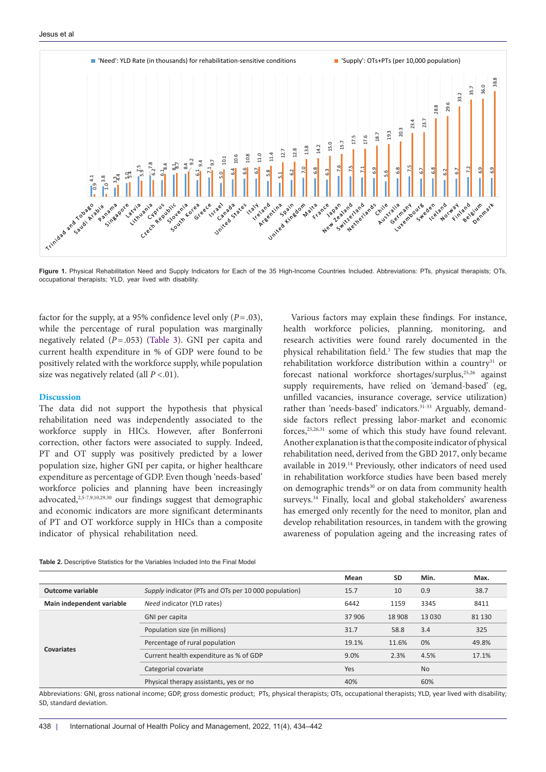'Need': YLD Rate (in thousands) for rehabilitation-sensitive conditions

'Supply': OTs+PTs (per 10,000 population)

Trinidad and Tobago 4.1 0.9
Saudi Arabia 3.8 1.0
Panama 3.3 4.4
Singapore 5.0 5.4
Latvia 7.5 5.9
Lithuania 7.8 6.2
Cyprus 6.1 8.4
Czech Republic 8.1 8.7
Slovenia 8.4 9.2
South Korea 6.1 9.4
Greece 7.1 9.7
Israel 5.0 10.1
Canada 6.4 10.6
United States 6.6 10.8
Italy 6.7 11.0
Ireland 5.8 11.4
Argentina 5.1 12.7
Spain 6.2 12.8
United Kingdom 7.0 13.8
Malta 6.8 14.2
France 6.3 15.0
Japan 7.6 15.7
New Zealand 7.5 17.5
Switzerland 7.1 17.6
Netherlands 6.9 18.7
Chile 5.6 19.3
Australia 6.8 20.3
Germany 7.5 23.4
Luxembourg 6.7 23.7
Sweden 6.8 28.8
Iceland 6.2 29.6
Norway 6.7 33.2
Finland 7.2 35.7
Belgium 6.9 36.0
Denmark 6.9 38.8

**Figure 1.** Physical Rehabilitation Need and Supply Indicators for Each of the 35 High-Income Countries Included. Abbreviations: PTs, physical therapists; OTs, occupational therapists; YLD, year lived with disability.

factor for the supply, at a 95% confidence level only ($P = .03$), while the percentage of rural population was marginally negatively related ($P = .053$) (Table 3). GNI per capita and current health expenditure in % of GDP were found to be positively related with the workforce supply, while population size was negatively related (all $P < .01$).

## Discussion

The data did not support the hypothesis that physical rehabilitation need was independently associated to the workforce supply in HICs. However, after Bonferroni correction, other factors were associated to supply. Indeed, PT and OT supply was positively predicted by a lower population size, higher GNI per capita, or higher healthcare expenditure as percentage of GDP. Even though 'needs-based' workforce policies and planning have been increasingly advocated,[2,5-7,9,10,29,30] our findings suggest that demographic and economic indicators are more significant determinants of PT and OT workforce supply in HICs than a composite indicator of physical rehabilitation need.

Various factors may explain these findings. For instance, health workforce policies, planning, monitoring, and research activities were found rarely documented in the physical rehabilitation field.[3] The few studies that map the rehabilitation workforce distribution within a country[31] or forecast national workforce shortages/surplus,[25,26] against supply requirements, have relied on 'demand-based' (eg, unfilled vacancies, insurance coverage, service utilization) rather than 'needs-based' indicators.[31-33] Arguably, demand-side factors reflect pressing labor-market and economic forces,[25,26,31] some of which this study have found relevant. Another explanation is that the composite indicator of physical rehabilitation need, derived from the GBD 2017, only became available in 2019.[14] Previously, other indicators of need used in rehabilitation workforce studies have been based merely on demographic trends[30] or on data from community health surveys.[34] Finally, local and global stakeholders' awareness has emerged only recently for the need to monitor, plan and develop rehabilitation resources, in tandem with the growing awareness of population ageing and the increasing rates of

**Table 2.** Descriptive Statistics for the Variables Included Into the Final Model

| | | Mean | SD | Min. | Max. |
|---|---|---|---|---|---|
| **Outcome variable** | *Supply* indicator (PTs and OTs per 10 000 population) | 15.7 | 10 | 0.9 | 38.7 |
| **Main independent variable** | *Need* indicator (YLD rates) | 6442 | 1159 | 3345 | 8411 |
| **Covariates** | GNI per capita | 37 906 | 18 908 | 13 030 | 81 130 |
| | Population size (in millions) | 31.7 | 58.8 | 3.4 | 325 |
| | Percentage of rural population | 19.1% | 11.6% | 0% | 49.8% |
| | Current health expenditure as % of GDP | 9.0% | 2.3% | 4.5% | 17.1% |
| | Categorial covariate | Yes | | No | |
| | Physical therapy assistants, yes or no | 40% | | 60% | |

Abbreviations: GNI, gross national income; GDP, gross domestic product; PTs, physical therapists; OTs, occupational therapists; YLD, year lived with disability; SD, standard deviation.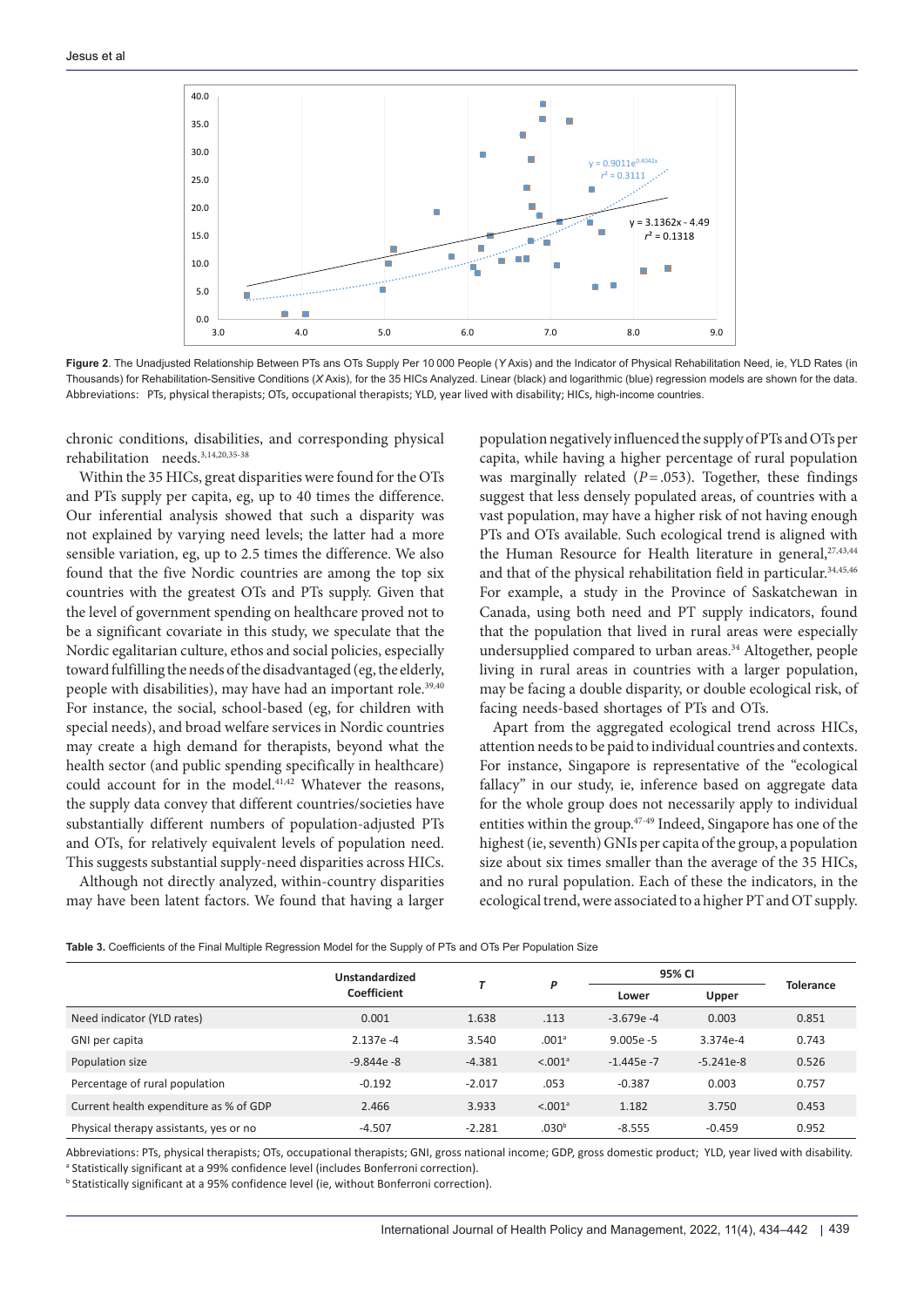**Figure 2**. The Unadjusted Relationship Between PTs ans OTs Supply Per 10 000 People (*Y* Axis) and the Indicator of Physical Rehabilitation Need, ie, YLD Rates (in Thousands) for Rehabilitation-Sensitive Conditions (*X* Axis), for the 35 HICs Analyzed. Linear (black) and logarithmic (blue) regression models are shown for the data. Abbreviations: PTs, physical therapists; OTs, occupational therapists; YLD, year lived with disability; HICs, high-income countries.

chronic conditions, disabilities, and corresponding physical rehabilitation needs.[3,14,20,35-38]

Within the 35 HICs, great disparities were found for the OTs and PTs supply per capita, eg, up to 40 times the difference. Our inferential analysis showed that such a disparity was not explained by varying need levels; the latter had a more sensible variation, eg, up to 2.5 times the difference. We also found that the five Nordic countries are among the top six countries with the greatest OTs and PTs supply. Given that the level of government spending on healthcare proved not to be a significant covariate in this study, we speculate that the Nordic egalitarian culture, ethos and social policies, especially toward fulfilling the needs of the disadvantaged (eg, the elderly, people with disabilities), may have had an important role.[39,40] For instance, the social, school-based (eg, for children with special needs), and broad welfare services in Nordic countries may create a high demand for therapists, beyond what the health sector (and public spending specifically in healthcare) could account for in the model.[41,42] Whatever the reasons, the supply data convey that different countries/societies have substantially different numbers of population-adjusted PTs and OTs, for relatively equivalent levels of population need. This suggests substantial supply-need disparities across HICs.

Although not directly analyzed, within-country disparities may have been latent factors. We found that having a larger population negatively influenced the supply of PTs and OTs per capita, while having a higher percentage of rural population was marginally related ($P=.053$). Together, these findings suggest that less densely populated areas, of countries with a vast population, may have a higher risk of not having enough PTs and OTs available. Such ecological trend is aligned with the Human Resource for Health literature in general,[27,43,44] and that of the physical rehabilitation field in particular.[34,45,46] For example, a study in the Province of Saskatchewan in Canada, using both need and PT supply indicators, found that the population that lived in rural areas were especially undersupplied compared to urban areas.[34] Altogether, people living in rural areas in countries with a larger population, may be facing a double disparity, or double ecological risk, of facing needs-based shortages of PTs and OTs.

Apart from the aggregated ecological trend across HICs, attention needs to be paid to individual countries and contexts. For instance, Singapore is representative of the "ecological fallacy" in our study, ie, inference based on aggregate data for the whole group does not necessarily apply to individual entities within the group.[47-49] Indeed, Singapore has one of the highest (ie, seventh) GNIs per capita of the group, a population size about six times smaller than the average of the 35 HICs, and no rural population. Each of these the indicators, in the ecological trend, were associated to a higher PT and OT supply.

**Table 3.** Coefficients of the Final Multiple Regression Model for the Supply of PTs and OTs Per Population Size

| | Unstandardized Coefficient | *T* | *P* | 95% CI | | Tolerance |
|---|---|---|---|---|---|---|
| | | | | Lower | Upper | |
| Need indicator (YLD rates) | 0.001 | 1.638 | .113 | -3.679e -4 | 0.003 | 0.851 |
| GNI per capita | 2.137e -4 | 3.540 | .001[a] | 9.005e -5 | 3.374e-4 | 0.743 |
| Population size | -9.844e -8 | -4.381 | <.001[a] | -1.445e -7 | -5.241e-8 | 0.526 |
| Percentage of rural population | -0.192 | -2.017 | .053 | -0.387 | 0.003 | 0.757 |
| Current health expenditure as % of GDP | 2.466 | 3.933 | <.001[a] | 1.182 | 3.750 | 0.453 |
| Physical therapy assistants, yes or no | -4.507 | -2.281 | .030[b] | -8.555 | -0.459 | 0.952 |

Abbreviations: PTs, physical therapists; OTs, occupational therapists; GNI, gross national income; GDP, gross domestic product; YLD, year lived with disability.
[a] Statistically significant at a 99% confidence level (includes Bonferroni correction).
[b] Statistically significant at a 95% confidence level (ie, without Bonferroni correction).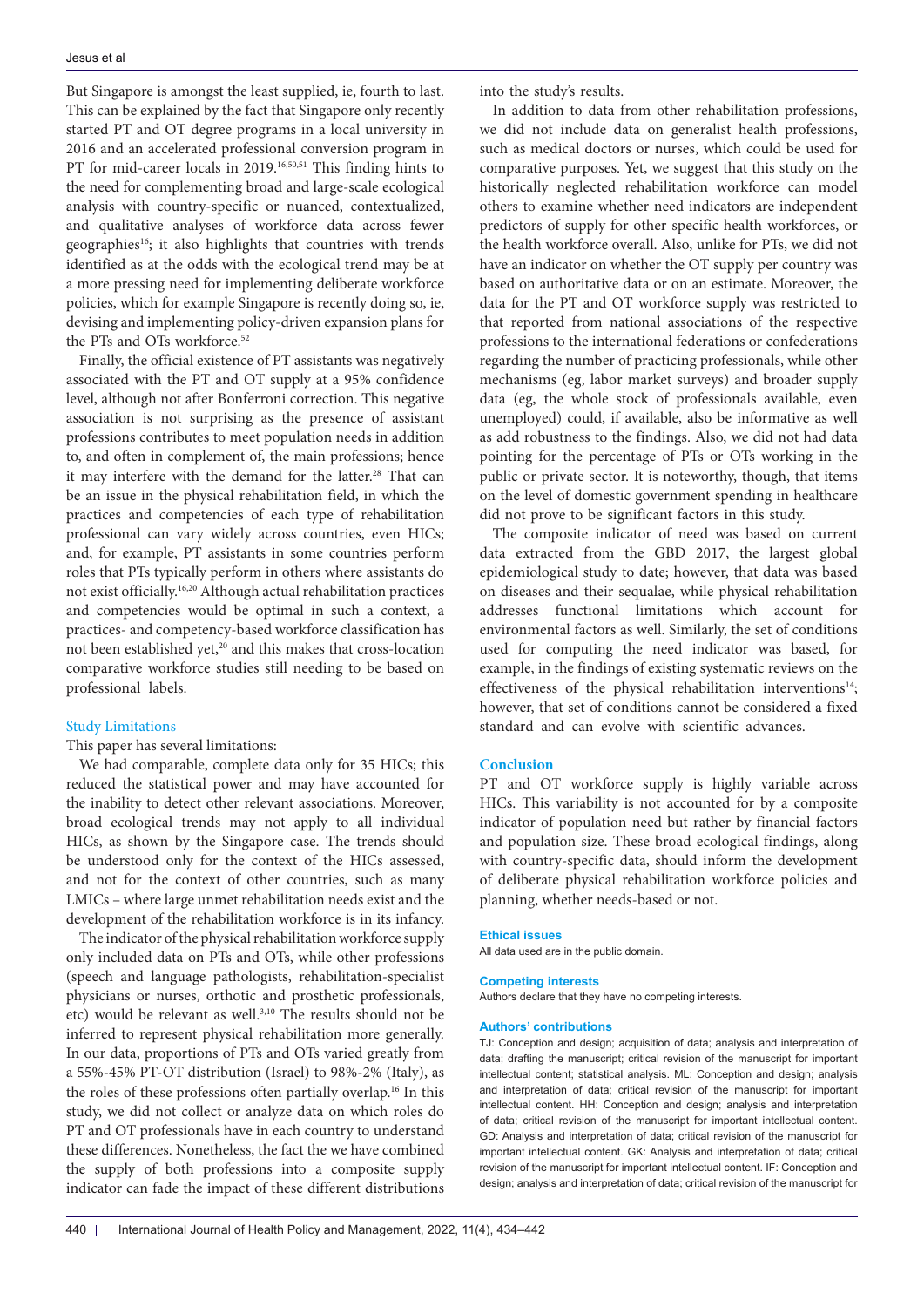But Singapore is amongst the least supplied, ie, fourth to last. This can be explained by the fact that Singapore only recently started PT and OT degree programs in a local university in 2016 and an accelerated professional conversion program in PT for mid-career locals in 2019.[16,50,51] This finding hints to the need for complementing broad and large-scale ecological analysis with country-specific or nuanced, contextualized, and qualitative analyses of workforce data across fewer geographies[16]; it also highlights that countries with trends identified as at the odds with the ecological trend may be at a more pressing need for implementing deliberate workforce policies, which for example Singapore is recently doing so, ie, devising and implementing policy-driven expansion plans for the PTs and OTs workforce.[52]

Finally, the official existence of PT assistants was negatively associated with the PT and OT supply at a 95% confidence level, although not after Bonferroni correction. This negative association is not surprising as the presence of assistant professions contributes to meet population needs in addition to, and often in complement of, the main professions; hence it may interfere with the demand for the latter.[28] That can be an issue in the physical rehabilitation field, in which the practices and competencies of each type of rehabilitation professional can vary widely across countries, even HICs; and, for example, PT assistants in some countries perform roles that PTs typically perform in others where assistants do not exist officially.[16,20] Although actual rehabilitation practices and competencies would be optimal in such a context, a practices- and competency-based workforce classification has not been established yet,[20] and this makes that cross-location comparative workforce studies still needing to be based on professional labels.

### Study Limitations

This paper has several limitations:

We had comparable, complete data only for 35 HICs; this reduced the statistical power and may have accounted for the inability to detect other relevant associations. Moreover, broad ecological trends may not apply to all individual HICs, as shown by the Singapore case. The trends should be understood only for the context of the HICs assessed, and not for the context of other countries, such as many LMICs – where large unmet rehabilitation needs exist and the development of the rehabilitation workforce is in its infancy.

The indicator of the physical rehabilitation workforce supply only included data on PTs and OTs, while other professions (speech and language pathologists, rehabilitation-specialist physicians or nurses, orthotic and prosthetic professionals, etc) would be relevant as well.[3,10] The results should not be inferred to represent physical rehabilitation more generally. In our data, proportions of PTs and OTs varied greatly from a 55%-45% PT-OT distribution (Israel) to 98%-2% (Italy), as the roles of these professions often partially overlap.[16] In this study, we did not collect or analyze data on which roles do PT and OT professionals have in each country to understand these differences. Nonetheless, the fact the we have combined the supply of both professions into a composite supply indicator can fade the impact of these different distributions into the study's results.

In addition to data from other rehabilitation professions, we did not include data on generalist health professions, such as medical doctors or nurses, which could be used for comparative purposes. Yet, we suggest that this study on the historically neglected rehabilitation workforce can model others to examine whether need indicators are independent predictors of supply for other specific health workforces, or the health workforce overall. Also, unlike for PTs, we did not have an indicator on whether the OT supply per country was based on authoritative data or on an estimate. Moreover, the data for the PT and OT workforce supply was restricted to that reported from national associations of the respective professions to the international federations or confederations regarding the number of practicing professionals, while other mechanisms (eg, labor market surveys) and broader supply data (eg, the whole stock of professionals available, even unemployed) could, if available, also be informative as well as add robustness to the findings. Also, we did not had data pointing for the percentage of PTs or OTs working in the public or private sector. It is noteworthy, though, that items on the level of domestic government spending in healthcare did not prove to be significant factors in this study.

The composite indicator of need was based on current data extracted from the GBD 2017, the largest global epidemiological study to date; however, that data was based on diseases and their sequalae, while physical rehabilitation addresses functional limitations which account for environmental factors as well. Similarly, the set of conditions used for computing the need indicator was based, for example, in the findings of existing systematic reviews on the effectiveness of the physical rehabilitation interventions[14]; however, that set of conditions cannot be considered a fixed standard and can evolve with scientific advances.

## Conclusion

PT and OT workforce supply is highly variable across HICs. This variability is not accounted for by a composite indicator of population need but rather by financial factors and population size. These broad ecological findings, along with country-specific data, should inform the development of deliberate physical rehabilitation workforce policies and planning, whether needs-based or not.

#### Ethical issues

All data used are in the public domain.

#### Competing interests

Authors declare that they have no competing interests.

#### Authors' contributions

TJ: Conception and design; acquisition of data; analysis and interpretation of data; drafting the manuscript; critical revision of the manuscript for important intellectual content; statistical analysis. ML: Conception and design; analysis and interpretation of data; critical revision of the manuscript for important intellectual content. HH: Conception and design; analysis and interpretation of data; critical revision of the manuscript for important intellectual content. GD: Analysis and interpretation of data; critical revision of the manuscript for important intellectual content. GK: Analysis and interpretation of data; critical revision of the manuscript for important intellectual content. IF: Conception and design; analysis and interpretation of data; critical revision of the manuscript for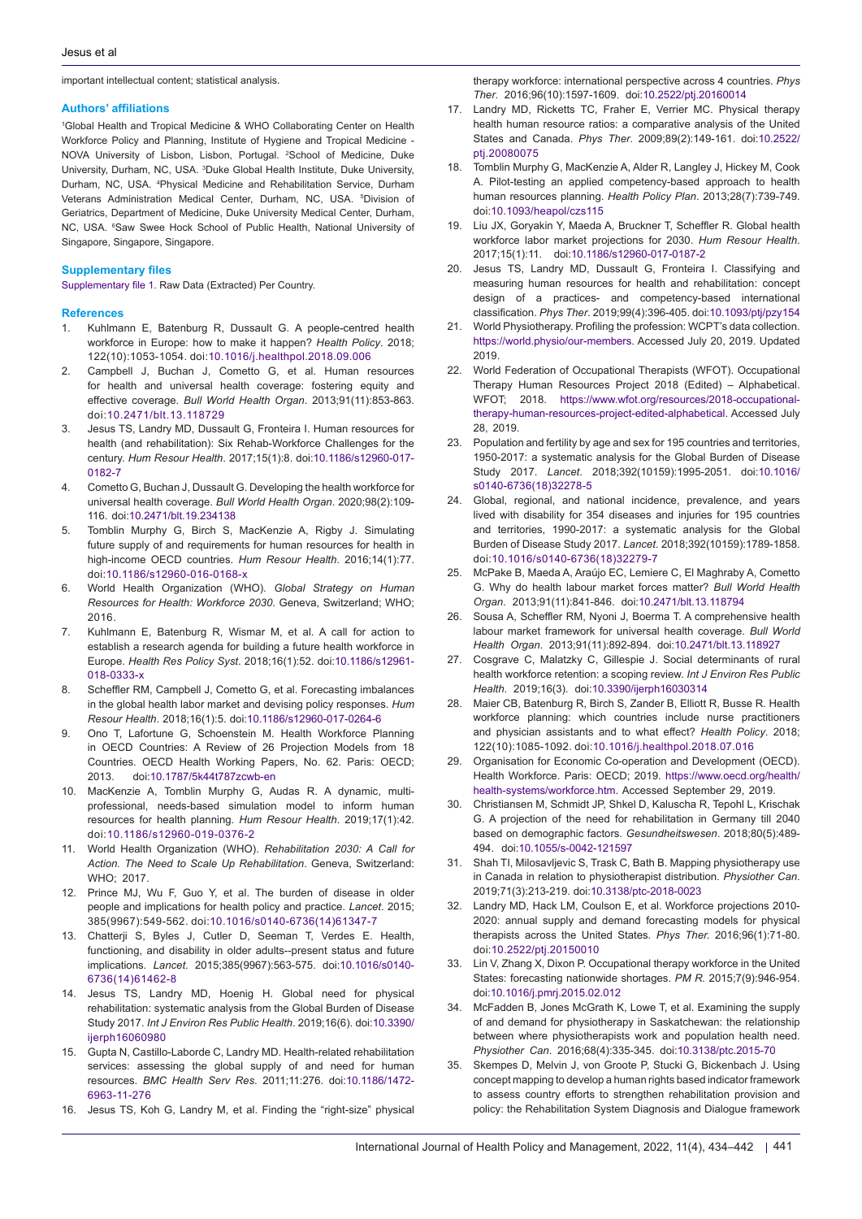important intellectual content; statistical analysis.

### Authors' affiliations

[1]Global Health and Tropical Medicine & WHO Collaborating Center on Health Workforce Policy and Planning, Institute of Hygiene and Tropical Medicine - NOVA University of Lisbon, Lisbon, Portugal. [2]School of Medicine, Duke University, Durham, NC, USA. [3]Duke Global Health Institute, Duke University, Durham, NC, USA. [4]Physical Medicine and Rehabilitation Service, Durham Veterans Administration Medical Center, Durham, NC, USA. [5]Division of Geriatrics, Department of Medicine, Duke University Medical Center, Durham, NC, USA. [6]Saw Swee Hock School of Public Health, National University of Singapore, Singapore, Singapore.

### Supplementary files

Supplementary file 1. Raw Data (Extracted) Per Country.

### References

1. Kuhlmann E, Batenburg R, Dussault G. A people-centred health workforce in Europe: how to make it happen? *Health Policy*. 2018; 122(10):1053-1054. doi:10.1016/j.healthpol.2018.09.006
2. Campbell J, Buchan J, Cometto G, et al. Human resources for health and universal health coverage: fostering equity and effective coverage. *Bull World Health Organ*. 2013;91(11):853-863. doi:10.2471/blt.13.118729
3. Jesus TS, Landry MD, Dussault G, Fronteira I. Human resources for health (and rehabilitation): Six Rehab-Workforce Challenges for the century. *Hum Resour Health*. 2017;15(1):8. doi:10.1186/s12960-017-0182-7
4. Cometto G, Buchan J, Dussault G. Developing the health workforce for universal health coverage. *Bull World Health Organ*. 2020;98(2):109-116. doi:10.2471/blt.19.234138
5. Tomblin Murphy G, Birch S, MacKenzie A, Rigby J. Simulating future supply of and requirements for human resources for health in high-income OECD countries. *Hum Resour Health*. 2016;14(1):77. doi:10.1186/s12960-016-0168-x
6. World Health Organization (WHO). *Global Strategy on Human Resources for Health: Workforce 2030*. Geneva, Switzerland; WHO; 2016.
7. Kuhlmann E, Batenburg R, Wismar M, et al. A call for action to establish a research agenda for building a future health workforce in Europe. *Health Res Policy Syst*. 2018;16(1):52. doi:10.1186/s12961-018-0333-x
8. Scheffler RM, Campbell J, Cometto G, et al. Forecasting imbalances in the global health labor market and devising policy responses. *Hum Resour Health*. 2018;16(1):5. doi:10.1186/s12960-017-0264-6
9. Ono T, Lafortune G, Schoenstein M. Health Workforce Planning in OECD Countries: A Review of 26 Projection Models from 18 Countries. OECD Health Working Papers, No. 62. Paris: OECD; 2013. doi:10.1787/5k44t787zcwb-en
10. MacKenzie A, Tomblin Murphy G, Audas R. A dynamic, multi-professional, needs-based simulation model to inform human resources for health planning. *Hum Resour Health*. 2019;17(1):42. doi:10.1186/s12960-019-0376-2
11. World Health Organization (WHO). *Rehabilitation 2030: A Call for Action. The Need to Scale Up Rehabilitation*. Geneva, Switzerland: WHO; 2017.
12. Prince MJ, Wu F, Guo Y, et al. The burden of disease in older people and implications for health policy and practice. *Lancet*. 2015; 385(9967):549-562. doi:10.1016/s0140-6736(14)61347-7
13. Chatterji S, Byles J, Cutler D, Seeman T, Verdes E. Health, functioning, and disability in older adults--present status and future implications. *Lancet*. 2015;385(9967):563-575. doi:10.1016/s0140-6736(14)61462-8
14. Jesus TS, Landry MD, Hoenig H. Global need for physical rehabilitation: systematic analysis from the Global Burden of Disease Study 2017. *Int J Environ Res Public Health*. 2019;16(6). doi:10.3390/ijerph16060980
15. Gupta N, Castillo-Laborde C, Landry MD. Health-related rehabilitation services: assessing the global supply of and need for human resources. *BMC Health Serv Res*. 2011;11:276. doi:10.1186/1472-6963-11-276
16. Jesus TS, Koh G, Landry M, et al. Finding the "right-size" physical therapy workforce: international perspective across 4 countries. *Phys Ther*. 2016;96(10):1597-1609. doi:10.2522/ptj.20160014
17. Landry MD, Ricketts TC, Fraher E, Verrier MC. Physical therapy health human resource ratios: a comparative analysis of the United States and Canada. *Phys Ther*. 2009;89(2):149-161. doi:10.2522/ptj.20080075
18. Tomblin Murphy G, MacKenzie A, Alder R, Langley J, Hickey M, Cook A. Pilot-testing an applied competency-based approach to health human resources planning. *Health Policy Plan*. 2013;28(7):739-749. doi:10.1093/heapol/czs115
19. Liu JX, Goryakin Y, Maeda A, Bruckner T, Scheffler R. Global health workforce labor market projections for 2030. *Hum Resour Health*. 2017;15(1):11. doi:10.1186/s12960-017-0187-2
20. Jesus TS, Landry MD, Dussault G, Fronteira I. Classifying and measuring human resources for health and rehabilitation: concept design of a practices- and competency-based international classification. *Phys Ther*. 2019;99(4):396-405. doi:10.1093/ptj/pzy154
21. World Physiotherapy. Profiling the profession: WCPT's data collection. https://world.physio/our-members. Accessed July 20, 2019. Updated 2019.
22. World Federation of Occupational Therapists (WFOT). Occupational Therapy Human Resources Project 2018 (Edited) – Alphabetical. WFOT; 2018. https://www.wfot.org/resources/2018-occupational-therapy-human-resources-project-edited-alphabetical. Accessed July 28, 2019.
23. Population and fertility by age and sex for 195 countries and territories, 1950-2017: a systematic analysis for the Global Burden of Disease Study 2017. *Lancet*. 2018;392(10159):1995-2051. doi:10.1016/s0140-6736(18)32278-5
24. Global, regional, and national incidence, prevalence, and years lived with disability for 354 diseases and injuries for 195 countries and territories, 1990-2017: a systematic analysis for the Global Burden of Disease Study 2017. *Lancet*. 2018;392(10159):1789-1858. doi:10.1016/s0140-6736(18)32279-7
25. McPake B, Maeda A, Araújo EC, Lemiere C, El Maghraby A, Cometto G. Why do health labour market forces matter? *Bull World Health Organ*. 2013;91(11):841-846. doi:10.2471/blt.13.118794
26. Sousa A, Scheffler RM, Nyoni J, Boerma T. A comprehensive health labour market framework for universal health coverage. *Bull World Health Organ*. 2013;91(11):892-894. doi:10.2471/blt.13.118927
27. Cosgrave C, Malatzky C, Gillespie J. Social determinants of rural health workforce retention: a scoping review. *Int J Environ Res Public Health*. 2019;16(3). doi:10.3390/ijerph16030314
28. Maier CB, Batenburg R, Birch S, Zander B, Elliott R, Busse R. Health workforce planning: which countries include nurse practitioners and physician assistants and to what effect? *Health Policy*. 2018; 122(10):1085-1092. doi:10.1016/j.healthpol.2018.07.016
29. Organisation for Economic Co-operation and Development (OECD). Health Workforce. Paris: OECD; 2019. https://www.oecd.org/health/health-systems/workforce.htm. Accessed September 29, 2019.
30. Christiansen M, Schmidt JP, Shkel D, Kaluscha R, Tepohl L, Krischak G. A projection of the need for rehabilitation in Germany till 2040 based on demographic factors. *Gesundheitswesen*. 2018;80(5):489-494. doi:10.1055/s-0042-121597
31. Shah TI, Milosavljevic S, Trask C, Bath B. Mapping physiotherapy use in Canada in relation to physiotherapist distribution. *Physiother Can*. 2019;71(3):213-219. doi:10.3138/ptc-2018-0023
32. Landry MD, Hack LM, Coulson E, et al. Workforce projections 2010-2020: annual supply and demand forecasting models for physical therapists across the United States. *Phys Ther*. 2016;96(1):71-80. doi:10.2522/ptj.20150010
33. Lin V, Zhang X, Dixon P. Occupational therapy workforce in the United States: forecasting nationwide shortages. *PM R*. 2015;7(9):946-954. doi:10.1016/j.pmrj.2015.02.012
34. McFadden B, Jones McGrath K, Lowe T, et al. Examining the supply of and demand for physiotherapy in Saskatchewan: the relationship between where physiotherapists work and population health need. *Physiother Can*. 2016;68(4):335-345. doi:10.3138/ptc.2015-70
35. Skempes D, Melvin J, von Groote P, Stucki G, Bickenbach J. Using concept mapping to develop a human rights based indicator framework to assess country efforts to strengthen rehabilitation provision and policy: the Rehabilitation System Diagnosis and Dialogue framework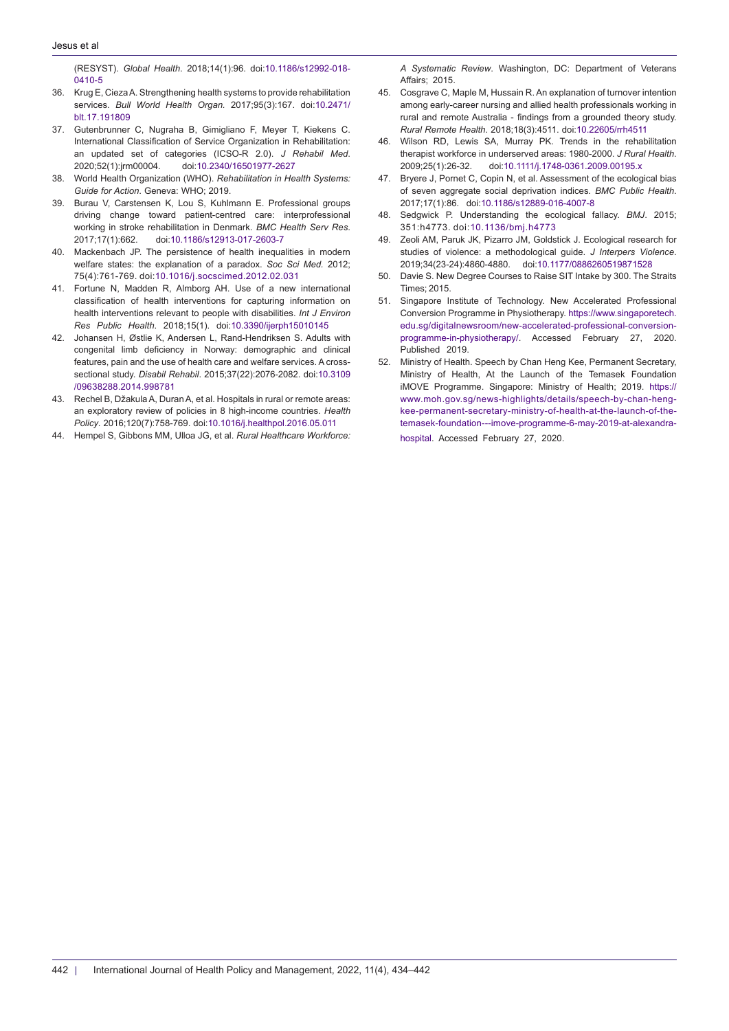(RESYST). *Global Health*. 2018;14(1):96. doi:10.1186/s12992-018-0410-5

36. Krug E, Cieza A. Strengthening health systems to provide rehabilitation services. *Bull World Health Organ.* 2017;95(3):167. doi:10.2471/blt.17.191809
37. Gutenbrunner C, Nugraha B, Gimigliano F, Meyer T, Kiekens C. International Classification of Service Organization in Rehabilitation: an updated set of categories (ICSO-R 2.0). *J Rehabil Med*. 2020;52(1):jrm00004. doi:10.2340/16501977-2627
38. World Health Organization (WHO). *Rehabilitation in Health Systems: Guide for Action*. Geneva: WHO; 2019.
39. Burau V, Carstensen K, Lou S, Kuhlmann E. Professional groups driving change toward patient-centred care: interprofessional working in stroke rehabilitation in Denmark. *BMC Health Serv Res*. 2017;17(1):662. doi:10.1186/s12913-017-2603-7
40. Mackenbach JP. The persistence of health inequalities in modern welfare states: the explanation of a paradox. *Soc Sci Med.* 2012; 75(4):761-769. doi:10.1016/j.socscimed.2012.02.031
41. Fortune N, Madden R, Almborg AH. Use of a new international classification of health interventions for capturing information on health interventions relevant to people with disabilities. *Int J Environ Res Public Health*. 2018;15(1). doi:10.3390/ijerph15010145
42. Johansen H, Østlie K, Andersen L, Rand-Hendriksen S. Adults with congenital limb deficiency in Norway: demographic and clinical features, pain and the use of health care and welfare services. A cross-sectional study. *Disabil Rehabil*. 2015;37(22):2076-2082. doi:10.3109/09638288.2014.998781
43. Rechel B, Džakula A, Duran A, et al. Hospitals in rural or remote areas: an exploratory review of policies in 8 high-income countries. *Health Policy*. 2016;120(7):758-769. doi:10.1016/j.healthpol.2016.05.011
44. Hempel S, Gibbons MM, Ulloa JG, et al. *Rural Healthcare Workforce: A Systematic Review*. Washington, DC: Department of Veterans Affairs; 2015.
45. Cosgrave C, Maple M, Hussain R. An explanation of turnover intention among early-career nursing and allied health professionals working in rural and remote Australia - findings from a grounded theory study. *Rural Remote Health*. 2018;18(3):4511. doi:10.22605/rrh4511
46. Wilson RD, Lewis SA, Murray PK. Trends in the rehabilitation therapist workforce in underserved areas: 1980-2000. *J Rural Health*. 2009;25(1):26-32. doi:10.1111/j.1748-0361.2009.00195.x
47. Bryere J, Pornet C, Copin N, et al. Assessment of the ecological bias of seven aggregate social deprivation indices. *BMC Public Health*. 2017;17(1):86. doi:10.1186/s12889-016-4007-8
48. Sedgwick P. Understanding the ecological fallacy. *BMJ*. 2015; 351:h4773. doi:10.1136/bmj.h4773
49. Zeoli AM, Paruk JK, Pizarro JM, Goldstick J. Ecological research for studies of violence: a methodological guide. *J Interpers Violence*. 2019;34(23-24):4860-4880. doi:10.1177/0886260519871528
50. Davie S. New Degree Courses to Raise SIT Intake by 300. The Straits Times; 2015.
51. Singapore Institute of Technology. New Accelerated Professional Conversion Programme in Physiotherapy. https://www.singaporetech.edu.sg/digitalnewsroom/new-accelerated-professional-conversion-programme-in-physiotherapy/. Accessed February 27, 2020. Published 2019.
52. Ministry of Health. Speech by Chan Heng Kee, Permanent Secretary, Ministry of Health, At the Launch of the Temasek Foundation iMOVE Programme. Singapore: Ministry of Health; 2019. https://www.moh.gov.sg/news-highlights/details/speech-by-chan-heng-kee-permanent-secretary-ministry-of-health-at-the-launch-of-the-temasek-foundation---imove-programme-6-may-2019-at-alexandra-hospital. Accessed February 27, 2020.